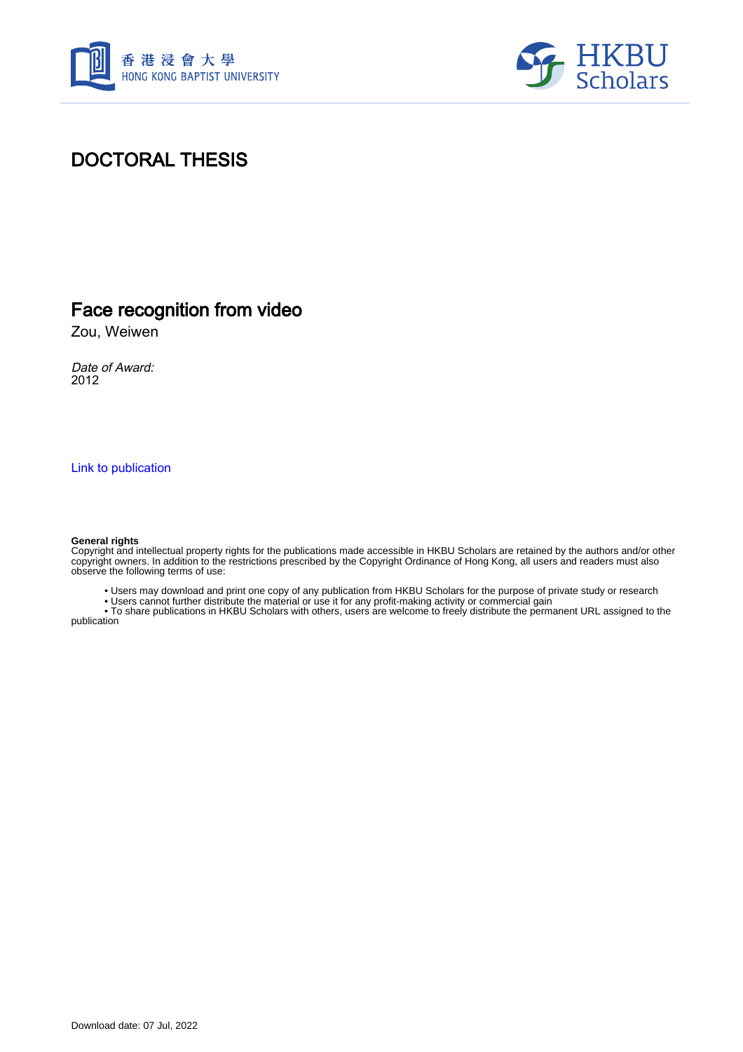# DOCTORAL THESIS

## Face recognition from video

Zou, Weiwen

*Date of Award:*
2012

Link to publication

**General rights**
Copyright and intellectual property rights for the publications made accessible in HKBU Scholars are retained by the authors and/or other copyright owners. In addition to the restrictions prescribed by the Copyright Ordinance of Hong Kong, all users and readers must also observe the following terms of use:

- Users may download and print one copy of any publication from HKBU Scholars for the purpose of private study or research
- Users cannot further distribute the material or use it for any profit-making activity or commercial gain
- To share publications in HKBU Scholars with others, users are welcome to freely distribute the permanent URL assigned to the publication

Download date: 07 Jul, 2022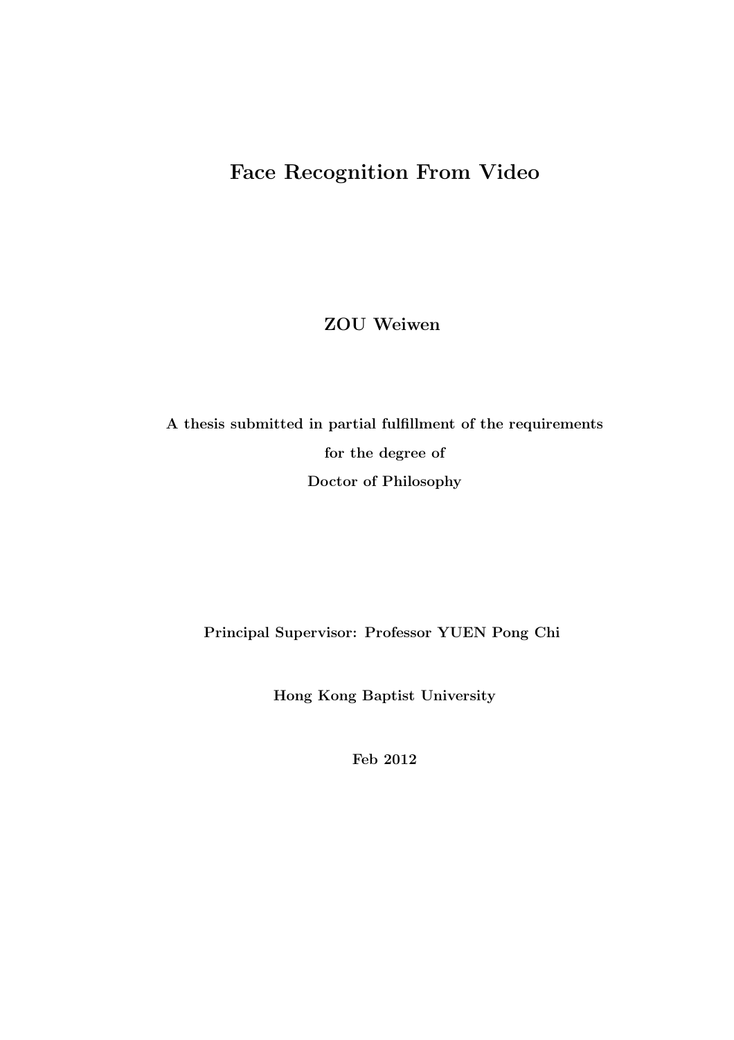# Face Recognition From Video

**ZOU Weiwen**

**A thesis submitted in partial fulfillment of the requirements for the degree of Doctor of Philosophy**

**Principal Supervisor: Professor YUEN Pong Chi**

**Hong Kong Baptist University**

**Feb 2012**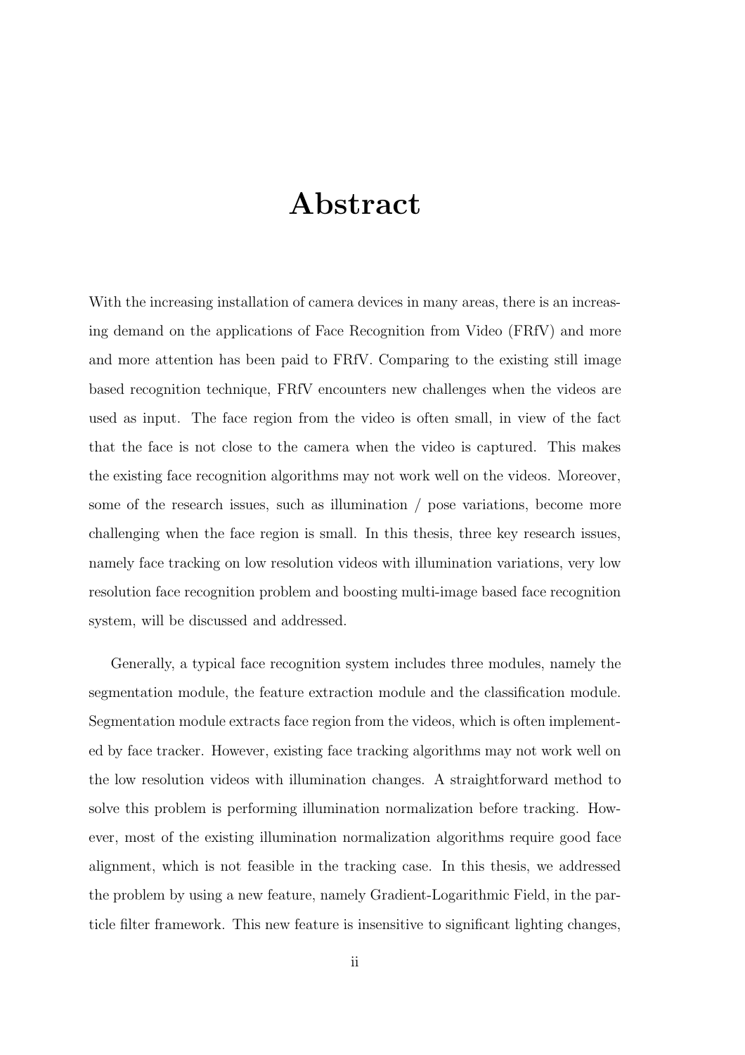# Abstract

With the increasing installation of camera devices in many areas, there is an increasing demand on the applications of Face Recognition from Video (FRfV) and more and more attention has been paid to FRfV. Comparing to the existing still image based recognition technique, FRfV encounters new challenges when the videos are used as input. The face region from the video is often small, in view of the fact that the face is not close to the camera when the video is captured. This makes the existing face recognition algorithms may not work well on the videos. Moreover, some of the research issues, such as illumination / pose variations, become more challenging when the face region is small. In this thesis, three key research issues, namely face tracking on low resolution videos with illumination variations, very low resolution face recognition problem and boosting multi-image based face recognition system, will be discussed and addressed.

Generally, a typical face recognition system includes three modules, namely the segmentation module, the feature extraction module and the classification module. Segmentation module extracts face region from the videos, which is often implemented by face tracker. However, existing face tracking algorithms may not work well on the low resolution videos with illumination changes. A straightforward method to solve this problem is performing illumination normalization before tracking. However, most of the existing illumination normalization algorithms require good face alignment, which is not feasible in the tracking case. In this thesis, we addressed the problem by using a new feature, namely Gradient-Logarithmic Field, in the particle filter framework. This new feature is insensitive to significant lighting changes,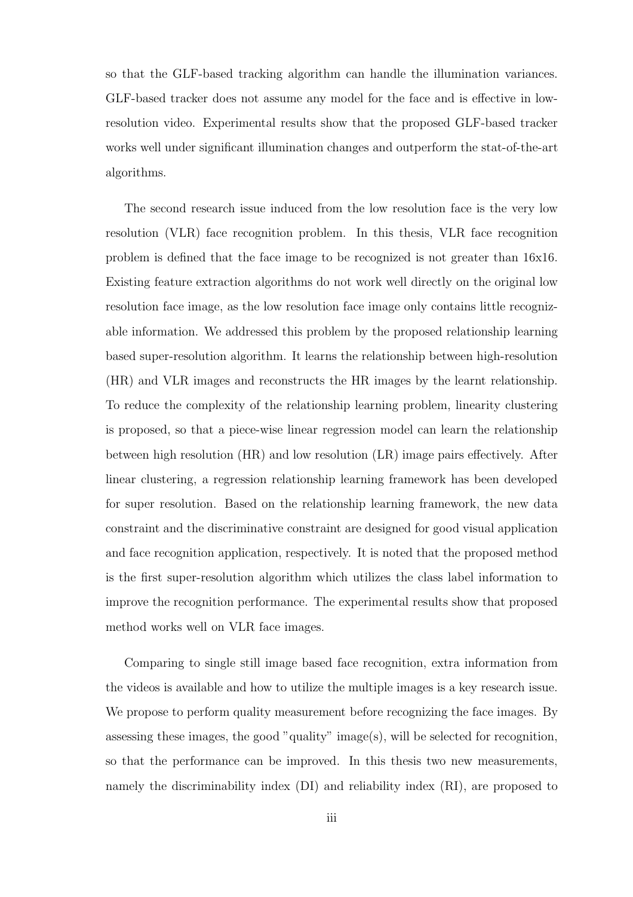so that the GLF-based tracking algorithm can handle the illumination variances. GLF-based tracker does not assume any model for the face and is effective in low-resolution video. Experimental results show that the proposed GLF-based tracker works well under significant illumination changes and outperform the stat-of-the-art algorithms.

The second research issue induced from the low resolution face is the very low resolution (VLR) face recognition problem. In this thesis, VLR face recognition problem is defined that the face image to be recognized is not greater than 16x16. Existing feature extraction algorithms do not work well directly on the original low resolution face image, as the low resolution face image only contains little recognizable information. We addressed this problem by the proposed relationship learning based super-resolution algorithm. It learns the relationship between high-resolution (HR) and VLR images and reconstructs the HR images by the learnt relationship. To reduce the complexity of the relationship learning problem, linearity clustering is proposed, so that a piece-wise linear regression model can learn the relationship between high resolution (HR) and low resolution (LR) image pairs effectively. After linear clustering, a regression relationship learning framework has been developed for super resolution. Based on the relationship learning framework, the new data constraint and the discriminative constraint are designed for good visual application and face recognition application, respectively. It is noted that the proposed method is the first super-resolution algorithm which utilizes the class label information to improve the recognition performance. The experimental results show that proposed method works well on VLR face images.

Comparing to single still image based face recognition, extra information from the videos is available and how to utilize the multiple images is a key research issue. We propose to perform quality measurement before recognizing the face images. By assessing these images, the good "quality" image(s), will be selected for recognition, so that the performance can be improved. In this thesis two new measurements, namely the discriminability index (DI) and reliability index (RI), are proposed to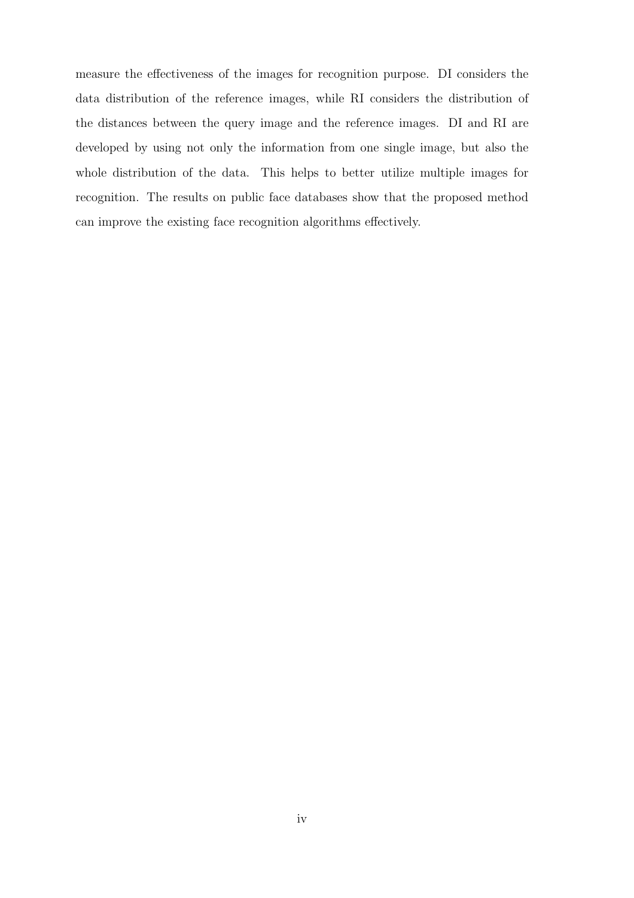measure the effectiveness of the images for recognition purpose. DI considers the data distribution of the reference images, while RI considers the distribution of the distances between the query image and the reference images. DI and RI are developed by using not only the information from one single image, but also the whole distribution of the data. This helps to better utilize multiple images for recognition. The results on public face databases show that the proposed method can improve the existing face recognition algorithms effectively.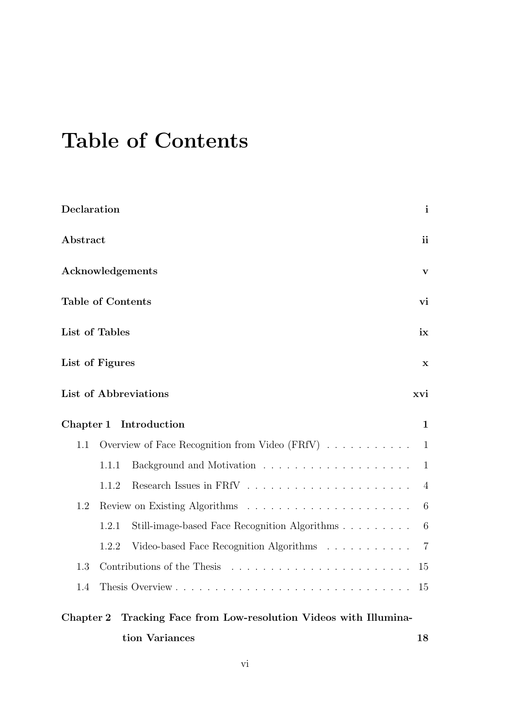# Table of Contents

**Declaration** **i**

**Abstract** **ii**

**Acknowledgements** **v**

**Table of Contents** **vi**

**List of Tables** **ix**

**List of Figures** **x**

**List of Abbreviations** **xvi**

**Chapter 1 Introduction** **1**

- 1.1 Overview of Face Recognition from Video (FRfV) . . . . . . . . . . . 1
  - 1.1.1 Background and Motivation . . . . . . . . . . . . . . . . . . . 1
  - 1.1.2 Research Issues in FRfV . . . . . . . . . . . . . . . . . . . . . 4
- 1.2 Review on Existing Algorithms . . . . . . . . . . . . . . . . . . . . . 6
  - 1.2.1 Still-image-based Face Recognition Algorithms . . . . . . . . . 6
  - 1.2.2 Video-based Face Recognition Algorithms . . . . . . . . . . . 7
- 1.3 Contributions of the Thesis . . . . . . . . . . . . . . . . . . . . . . . 15
- 1.4 Thesis Overview . . . . . . . . . . . . . . . . . . . . . . . . . . . . . 15

**Chapter 2 Tracking Face from Low-resolution Videos with Illumination Variances** **18**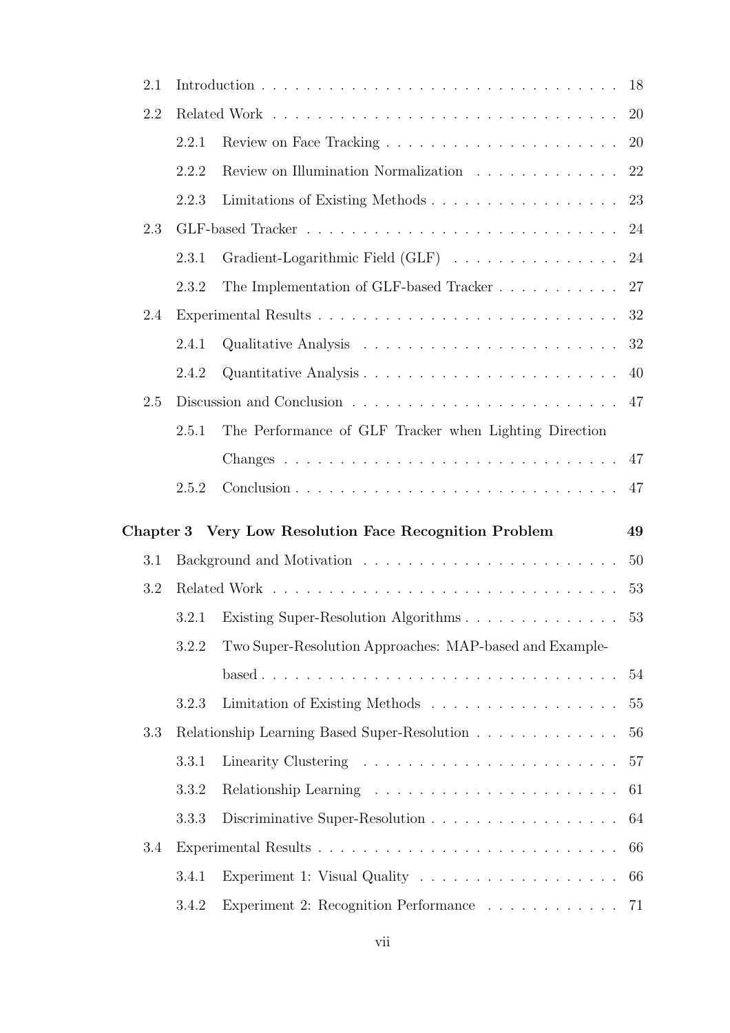2.1 Introduction . . . . . . . . . . 18

2.2 Related Work . . . . . . . . . . 20

2.2.1 Review on Face Tracking . . . . . . . . . . 20

2.2.2 Review on Illumination Normalization . . . . . . . . . . 22

2.2.3 Limitations of Existing Methods . . . . . . . . . . 23

2.3 GLF-based Tracker . . . . . . . . . . 24

2.3.1 Gradient-Logarithmic Field (GLF) . . . . . . . . . . 24

2.3.2 The Implementation of GLF-based Tracker . . . . . . . . . . 27

2.4 Experimental Results . . . . . . . . . . 32

2.4.1 Qualitative Analysis . . . . . . . . . . 32

2.4.2 Quantitative Analysis . . . . . . . . . . 40

2.5 Discussion and Conclusion . . . . . . . . . . 47

2.5.1 The Performance of GLF Tracker when Lighting Direction Changes . . . . . . . . . . 47

2.5.2 Conclusion . . . . . . . . . . 47

**Chapter 3 Very Low Resolution Face Recognition Problem 49**

3.1 Background and Motivation . . . . . . . . . . 50

3.2 Related Work . . . . . . . . . . 53

3.2.1 Existing Super-Resolution Algorithms . . . . . . . . . . 53

3.2.2 Two Super-Resolution Approaches: MAP-based and Example-based . . . . . . . . . . 54

3.2.3 Limitation of Existing Methods . . . . . . . . . . 55

3.3 Relationship Learning Based Super-Resolution . . . . . . . . . . 56

3.3.1 Linearity Clustering . . . . . . . . . . 57

3.3.2 Relationship Learning . . . . . . . . . . 61

3.3.3 Discriminative Super-Resolution . . . . . . . . . . 64

3.4 Experimental Results . . . . . . . . . . 66

3.4.1 Experiment 1: Visual Quality . . . . . . . . . . 66

3.4.2 Experiment 2: Recognition Performance . . . . . . . . . . 71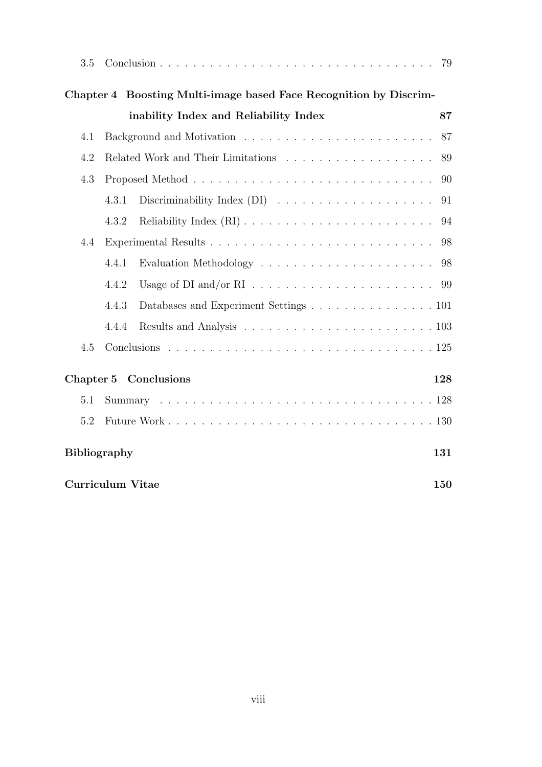3.5 Conclusion . . . . . . . . . . . . . . . . . . . . . . . . . . . . . . . . . 79

**Chapter 4 Boosting Multi-image based Face Recognition by Discriminability Index and Reliability Index** **87**

4.1 Background and Motivation . . . . . . . . . . . . . . . . . . . . . . . 87

4.2 Related Work and Their Limitations . . . . . . . . . . . . . . . . . . 89

4.3 Proposed Method . . . . . . . . . . . . . . . . . . . . . . . . . . . . . 90

4.3.1 Discriminability Index (DI) . . . . . . . . . . . . . . . . . . . . 91

4.3.2 Reliability Index (RI) . . . . . . . . . . . . . . . . . . . . . . . 94

4.4 Experimental Results . . . . . . . . . . . . . . . . . . . . . . . . . . . 98

4.4.1 Evaluation Methodology . . . . . . . . . . . . . . . . . . . . . 98

4.4.2 Usage of DI and/or RI . . . . . . . . . . . . . . . . . . . . . . 99

4.4.3 Databases and Experiment Settings . . . . . . . . . . . . . . . 101

4.4.4 Results and Analysis . . . . . . . . . . . . . . . . . . . . . . . 103

4.5 Conclusions . . . . . . . . . . . . . . . . . . . . . . . . . . . . . . . . 125

**Chapter 5 Conclusions** **128**

5.1 Summary . . . . . . . . . . . . . . . . . . . . . . . . . . . . . . . . . 128

5.2 Future Work . . . . . . . . . . . . . . . . . . . . . . . . . . . . . . . . 130

**Bibliography** **131**

**Curriculum Vitae** **150**